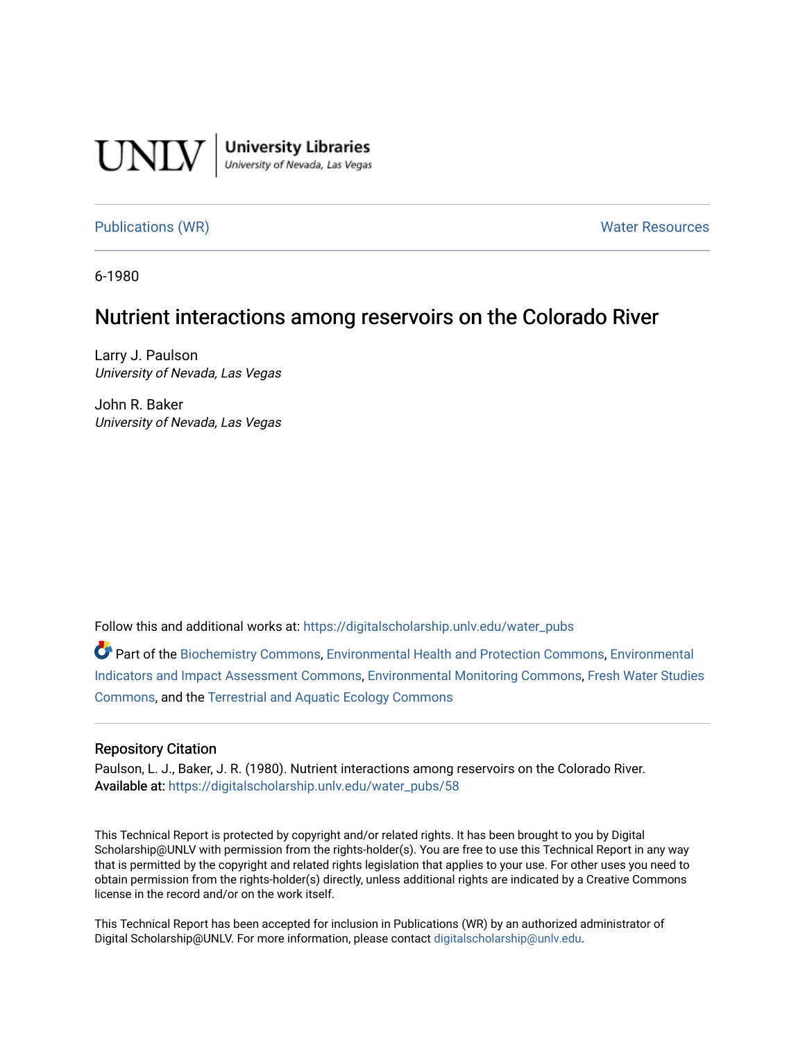UNLV | University Libraries
University of Nevada, Las Vegas

Publications (WR) Water Resources

6-1980

# Nutrient interactions among reservoirs on the Colorado River

Larry J. Paulson
*University of Nevada, Las Vegas*

John R. Baker
*University of Nevada, Las Vegas*

Follow this and additional works at: https://digitalscholarship.unlv.edu/water_pubs

Part of the Biochemistry Commons, Environmental Health and Protection Commons, Environmental Indicators and Impact Assessment Commons, Environmental Monitoring Commons, Fresh Water Studies Commons, and the Terrestrial and Aquatic Ecology Commons

## Repository Citation

Paulson, L. J., Baker, J. R. (1980). Nutrient interactions among reservoirs on the Colorado River.
Available at: https://digitalscholarship.unlv.edu/water_pubs/58

This Technical Report is protected by copyright and/or related rights. It has been brought to you by Digital Scholarship@UNLV with permission from the rights-holder(s). You are free to use this Technical Report in any way that is permitted by the copyright and related rights legislation that applies to your use. For other uses you need to obtain permission from the rights-holder(s) directly, unless additional rights are indicated by a Creative Commons license in the record and/or on the work itself.

This Technical Report has been accepted for inclusion in Publications (WR) by an authorized administrator of Digital Scholarship@UNLV. For more information, please contact digitalscholarship@unlv.edu.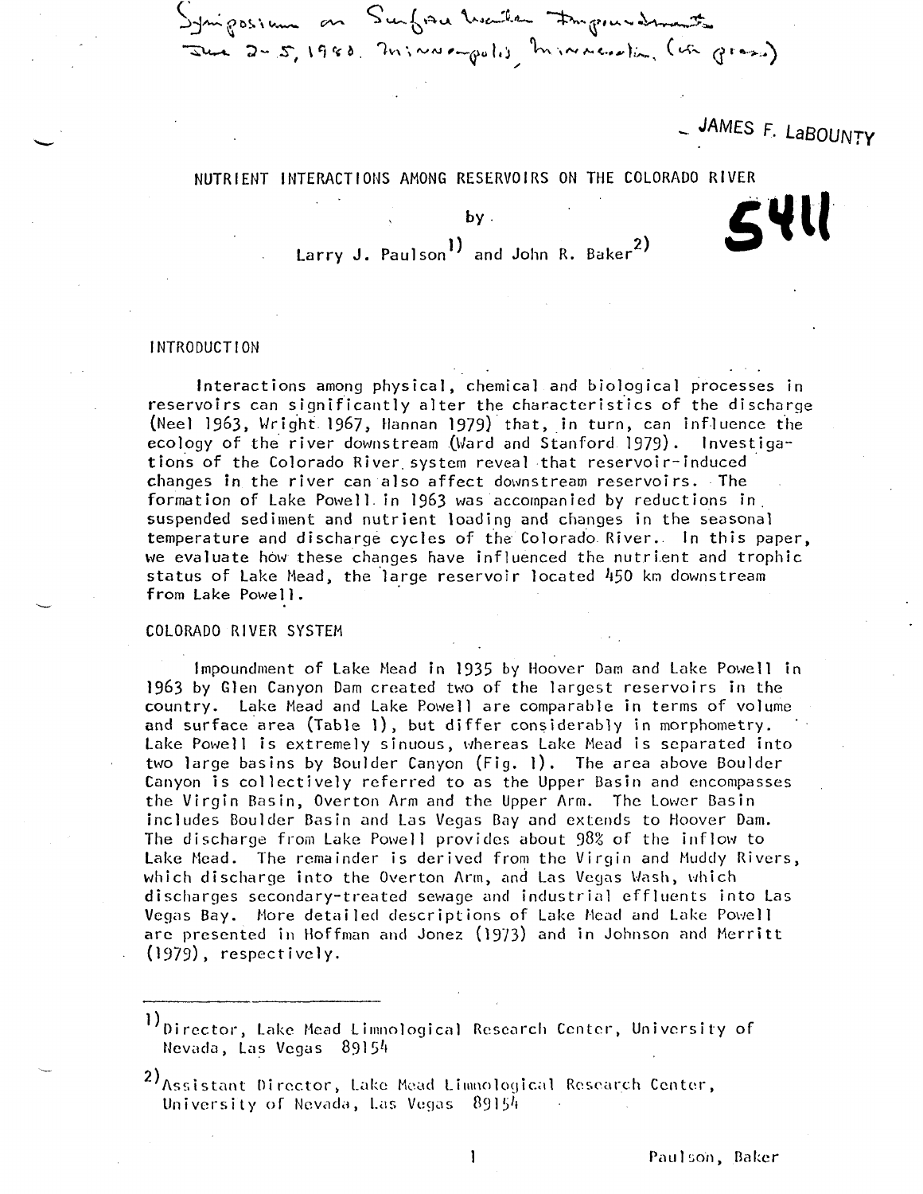Symposium on Surface Water Impoundments June 2-5, 1980. Minneapolis, Minnesota. (in press)

JAMES F. LaBOUNTY

# NUTRIENT INTERACTIONS AMONG RESERVOIRS ON THE COLORADO RIVER

by

Larry J. Paulson[1] and John R. Baker[2]

5411

## INTRODUCTION

Interactions among physical, chemical and biological processes in reservoirs can significantly alter the characteristics of the discharge (Neel 1963, Wright 1967, Hannan 1979) that, in turn, can influence the ecology of the river downstream (Ward and Stanford 1979). Investigations of the Colorado River system reveal that reservoir-induced changes in the river can also affect downstream reservoirs. The formation of Lake Powell in 1963 was accompanied by reductions in suspended sediment and nutrient loading and changes in the seasonal temperature and discharge cycles of the Colorado River. In this paper, we evaluate how these changes have influenced the nutrient and trophic status of Lake Mead, the large reservoir located 450 km downstream from Lake Powell.

## COLORADO RIVER SYSTEM

Impoundment of Lake Mead in 1935 by Hoover Dam and Lake Powell in 1963 by Glen Canyon Dam created two of the largest reservoirs in the country. Lake Mead and Lake Powell are comparable in terms of volume and surface area (Table 1), but differ considerably in morphometry. Lake Powell is extremely sinuous, whereas Lake Mead is separated into two large basins by Boulder Canyon (Fig. 1). The area above Boulder Canyon is collectively referred to as the Upper Basin and encompasses the Virgin Basin, Overton Arm and the Upper Arm. The Lower Basin includes Boulder Basin and Las Vegas Bay and extends to Hoover Dam. The discharge from Lake Powell provides about 98% of the inflow to Lake Mead. The remainder is derived from the Virgin and Muddy Rivers, which discharge into the Overton Arm, and Las Vegas Wash, which discharges secondary-treated sewage and industrial effluents into Las Vegas Bay. More detailed descriptions of Lake Mead and Lake Powell are presented in Hoffman and Jonez (1973) and in Johnson and Merritt (1979), respectively.

---

[1] Director, Lake Mead Limnological Research Center, University of Nevada, Las Vegas 89154

[2] Assistant Director, Lake Mead Limnological Research Center, University of Nevada, Las Vegas 89154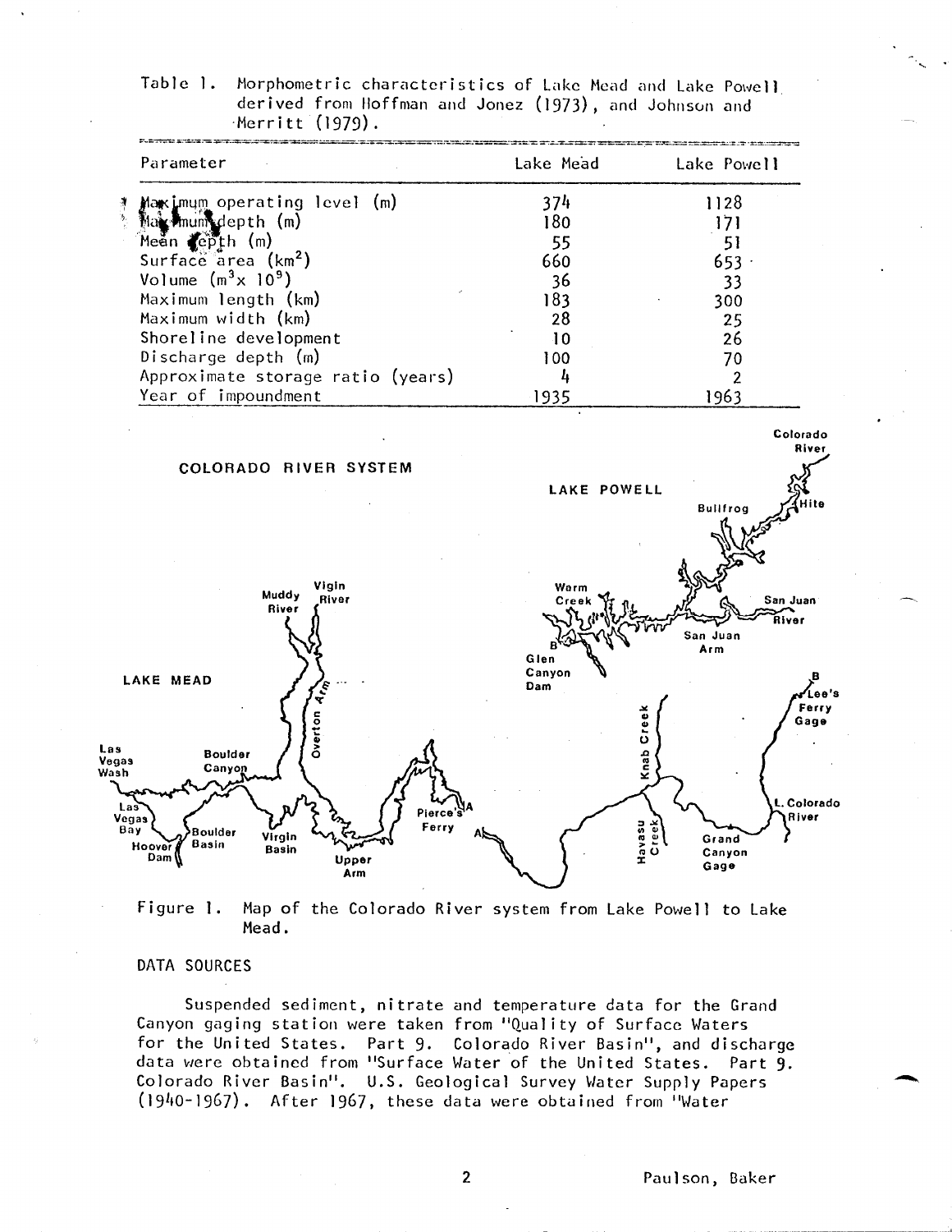Table 1. Morphometric characteristics of Lake Mead and Lake Powell derived from Hoffman and Jonez (1973), and Johnson and Merritt (1979).

| Parameter | Lake Mead | Lake Powell |
|---|---|---|
| Maximum operating level (m) | 374 | 1128 |
| Maximum depth (m) | 180 | 171 |
| Mean depth (m) | 55 | 51 |
| Surface area ($km^2$) | 660 | 653 |
| Volume ($m^3 x 10^9$) | 36 | 33 |
| Maximum length (km) | 183 | 300 |
| Maximum width (km) | 28 | 25 |
| Shoreline development | 10 | 26 |
| Discharge depth (m) | 100 | 70 |
| Approximate storage ratio (years) | 4 | 2 |
| Year of impoundment | 1935 | 1963 |

Figure 1. Map of the Colorado River system from Lake Powell to Lake Mead.

## DATA SOURCES

Suspended sediment, nitrate and temperature data for the Grand Canyon gaging station were taken from "Quality of Surface Waters for the United States. Part 9. Colorado River Basin", and discharge data were obtained from "Surface Water of the United States. Part 9. Colorado River Basin". U.S. Geological Survey Water Supply Papers (1940-1967). After 1967, these data were obtained from "Water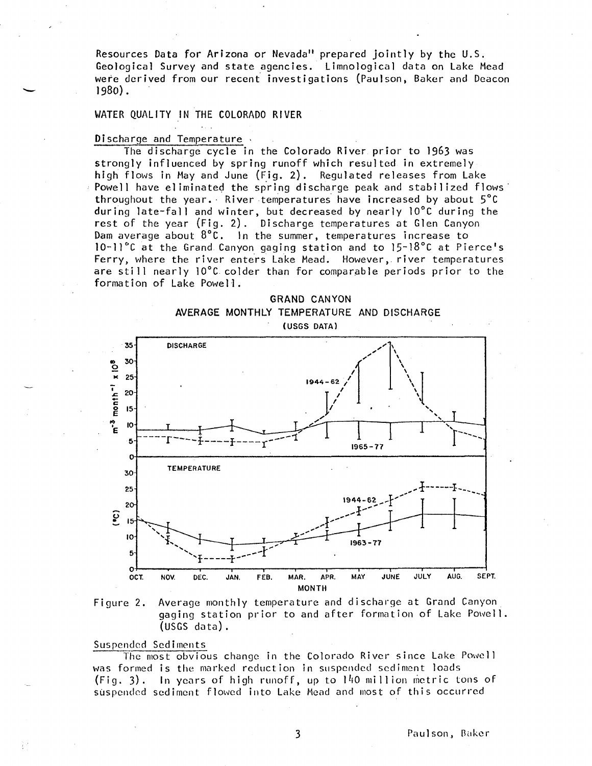Resources Data for Arizona or Nevada" prepared jointly by the U.S. Geological Survey and state agencies. Limnological data on Lake Mead were derived from our recent investigations (Paulson, Baker and Deacon 1980).

## WATER QUALITY IN THE COLORADO RIVER

### Discharge and Temperature

The discharge cycle in the Colorado River prior to 1963 was strongly influenced by spring runoff which resulted in extremely high flows in May and June (Fig. 2). Regulated releases from Lake Powell have eliminated the spring discharge peak and stabilized flows throughout the year. River temperatures have increased by about 5°C during late-fall and winter, but decreased by nearly 10°C during the rest of the year (Fig. 2). Discharge temperatures at Glen Canyon Dam average about 8°C. In the summer, temperatures increase to 10-11°C at the Grand Canyon gaging station and to 15-18°C at Pierce's Ferry, where the river enters Lake Mead. However, river temperatures are still nearly 10°C colder than for comparable periods prior to the formation of Lake Powell.

Figure 2. Average monthly temperature and discharge at Grand Canyon gaging station prior to and after formation of Lake Powell. (USGS data).

### Suspended Sediments

The most obvious change in the Colorado River since Lake Powell was formed is the marked reduction in suspended sediment loads (Fig. 3). In years of high runoff, up to 140 million metric tons of suspended sediment flowed into Lake Mead and most of this occurred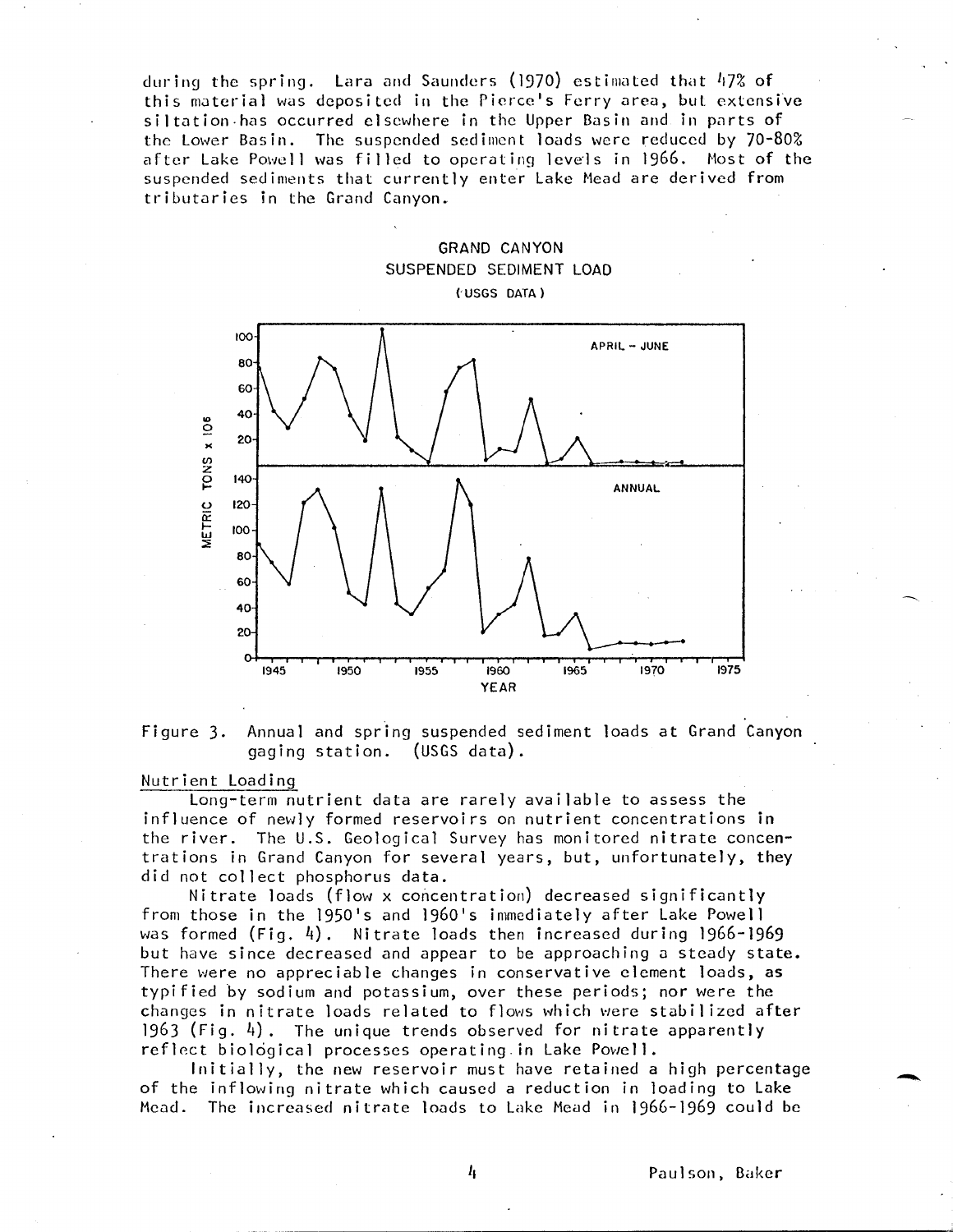during the spring. Lara and Saunders (1970) estimated that 47% of this material was deposited in the Pierce's Ferry area, but extensive siltation has occurred elsewhere in the Upper Basin and in parts of the Lower Basin. The suspended sediment loads were reduced by 70-80% after Lake Powell was filled to operating levels in 1966. Most of the suspended sediments that currently enter Lake Mead are derived from tributaries in the Grand Canyon.

Figure 3. Annual and spring suspended sediment loads at Grand Canyon gaging station. (USGS data).

## Nutrient Loading

Long-term nutrient data are rarely available to assess the influence of newly formed reservoirs on nutrient concentrations in the river. The U.S. Geological Survey has monitored nitrate concentrations in Grand Canyon for several years, but, unfortunately, they did not collect phosphorus data.

Nitrate loads (flow x concentration) decreased significantly from those in the 1950's and 1960's immediately after Lake Powell was formed (Fig. 4). Nitrate loads then increased during 1966-1969 but have since decreased and appear to be approaching a steady state. There were no appreciable changes in conservative element loads, as typified by sodium and potassium, over these periods; nor were the changes in nitrate loads related to flows which were stabilized after 1963 (Fig. 4). The unique trends observed for nitrate apparently reflect biological processes operating in Lake Powell.

Initially, the new reservoir must have retained a high percentage of the inflowing nitrate which caused a reduction in loading to Lake Mead. The increased nitrate loads to Lake Mead in 1966-1969 could be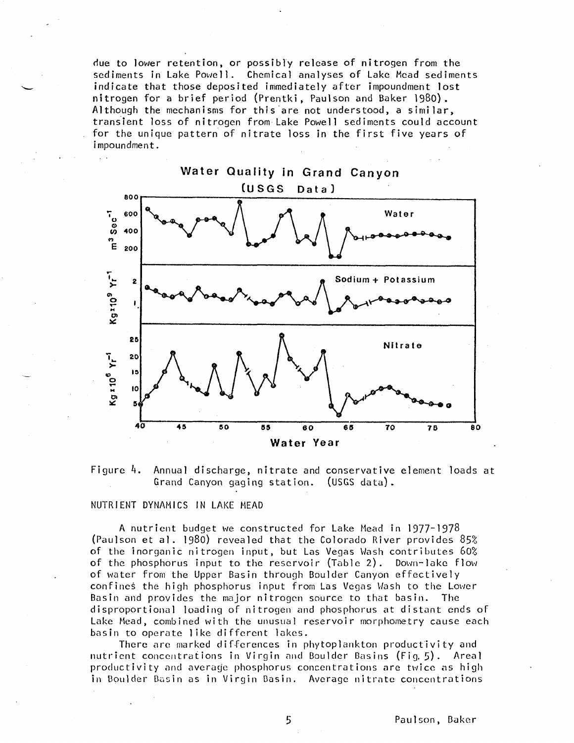due to lower retention, or possibly release of nitrogen from the sediments in Lake Powell. Chemical analyses of Lake Mead sediments indicate that those deposited immediately after impoundment lost nitrogen for a brief period (Prentki, Paulson and Baker 1980). Although the mechanisms for this are not understood, a similar, transient loss of nitrogen from Lake Powell sediments could account for the unique pattern of nitrate loss in the first five years of impoundment.

Figure 4. Annual discharge, nitrate and conservative element loads at Grand Canyon gaging station. (USGS data).

## NUTRIENT DYNAMICS IN LAKE MEAD

A nutrient budget we constructed for Lake Mead in 1977-1978 (Paulson et al. 1980) revealed that the Colorado River provides 85% of the inorganic nitrogen input, but Las Vegas Wash contributes 60% of the phosphorus input to the reservoir (Table 2). Down-lake flow of water from the Upper Basin through Boulder Canyon effectively confines the high phosphorus input from Las Vegas Wash to the Lower Basin and provides the major nitrogen source to that basin. The disproportional loading of nitrogen and phosphorus at distant ends of Lake Mead, combined with the unusual reservoir morphometry cause each basin to operate like different lakes.

There are marked differences in phytoplankton productivity and nutrient concentrations in Virgin and Boulder Basins (Fig. 5). Areal productivity and average phosphorus concentrations are twice as high in Boulder Basin as in Virgin Basin. Average nitrate concentrations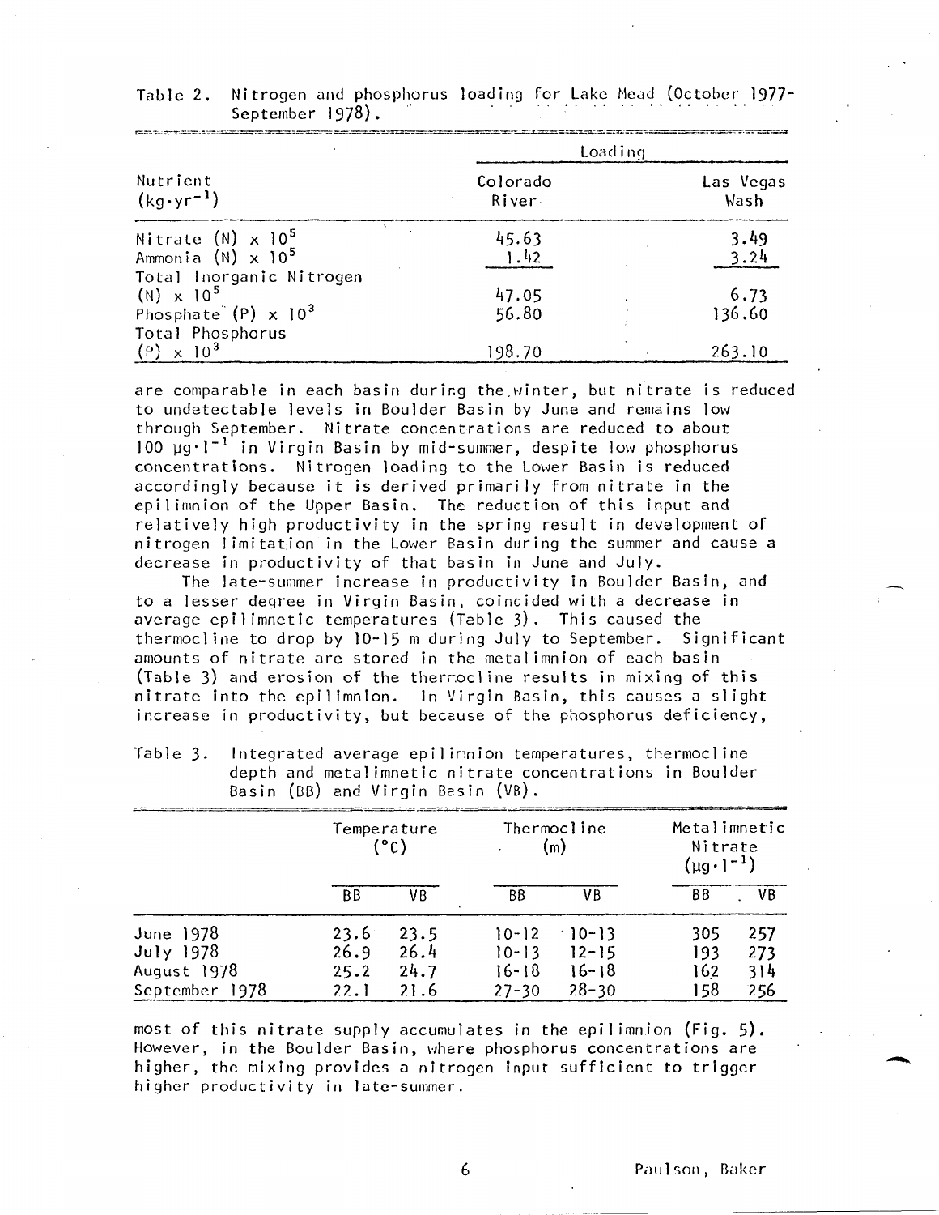Table 2. Nitrogen and phosphorus loading for Lake Mead (October 1977-September 1978).

| Nutrient ($kg \cdot yr^{-1}$) | Loading | |
|---|---|---|
| | Colorado River | Las Vegas Wash |
| Nitrate (N) $\times 10^5$ | 45.63 | 3.49 |
| Ammonia (N) $\times 10^5$ | 1.42 | 3.24 |
| Total Inorganic Nitrogen (N) $\times 10^5$ | 47.05 | 6.73 |
| Phosphate (P) $\times 10^3$ | 56.80 | 136.60 |
| Total Phosphorus (P) $\times 10^3$ | 198.70 | 263.10 |

are comparable in each basin during the winter, but nitrate is reduced to undetectable levels in Boulder Basin by June and remains low through September. Nitrate concentrations are reduced to about 100 $\mu g \cdot l^{-1}$ in Virgin Basin by mid-summer, despite low phosphorus concentrations. Nitrogen loading to the Lower Basin is reduced accordingly because it is derived primarily from nitrate in the epilimnion of the Upper Basin. The reduction of this input and relatively high productivity in the spring result in development of nitrogen limitation in the Lower Basin during the summer and cause a decrease in productivity of that basin in June and July.

The late-summer increase in productivity in Boulder Basin, and to a lesser degree in Virgin Basin, coincided with a decrease in average epilimnetic temperatures (Table 3). This caused the thermocline to drop by 10-15 m during July to September. Significant amounts of nitrate are stored in the metalimnion of each basin (Table 3) and erosion of the thermocline results in mixing of this nitrate into the epilimnion. In Virgin Basin, this causes a slight increase in productivity, but because of the phosphorus deficiency, most of this nitrate supply accumulates in the epilimnion (Fig. 5). However, in the Boulder Basin, where phosphorus concentrations are higher, the mixing provides a nitrogen input sufficient to trigger higher productivity in late-summer.

Table 3. Integrated average epilimnion temperatures, thermocline depth and metalimnetic nitrate concentrations in Boulder Basin (BB) and Virgin Basin (VB).

| | Temperature (°C) | | Thermocline (m) | | Metalimnetic Nitrate ($\mu g \cdot l^{-1}$) | |
|---|---|---|---|---|---|---|
| | BB | VB | BB | VB | BB | VB |
| June 1978 | 23.6 | 23.5 | 10-12 | 10-13 | 305 | 257 |
| July 1978 | 26.9 | 26.4 | 10-13 | 12-15 | 193 | 273 |
| August 1978 | 25.2 | 24.7 | 16-18 | 16-18 | 162 | 314 |
| September 1978 | 22.1 | 21.6 | 27-30 | 28-30 | 158 | 256 |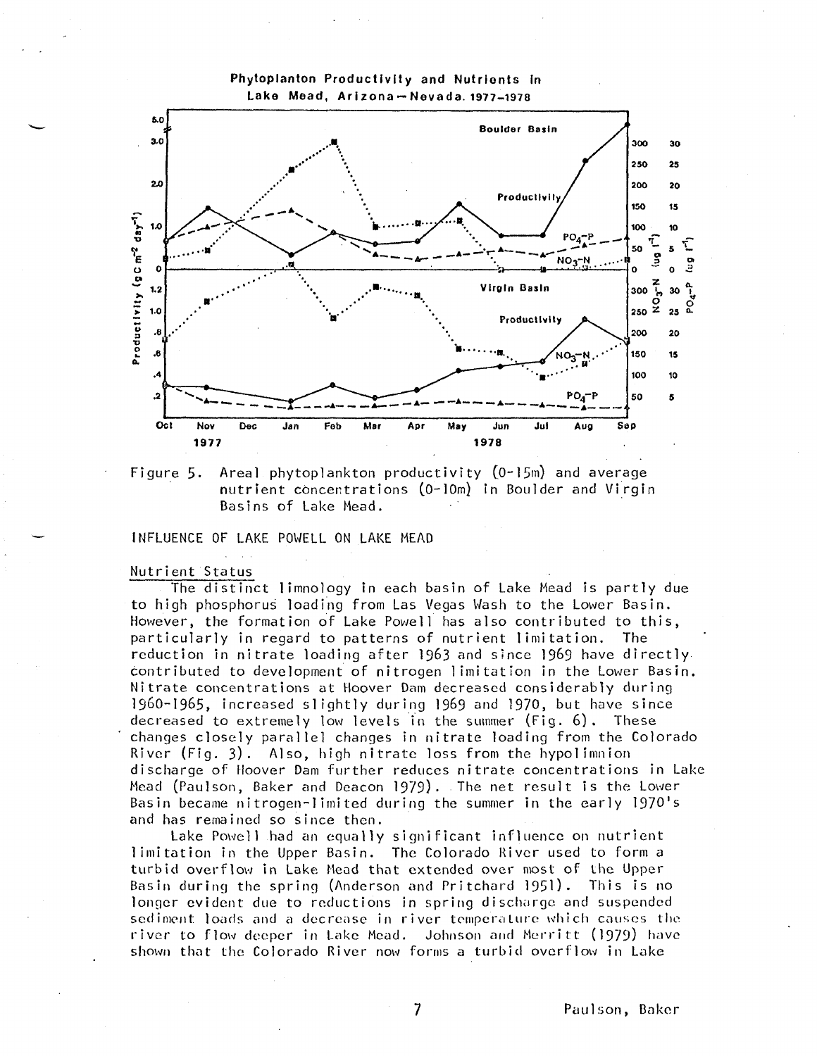Figure 5. Areal phytoplankton productivity (0-15m) and average nutrient concentrations (0-10m) in Boulder and Virgin Basins of Lake Mead.

## INFLUENCE OF LAKE POWELL ON LAKE MEAD

### Nutrient Status

The distinct limnology in each basin of Lake Mead is partly due to high phosphorus loading from Las Vegas Wash to the Lower Basin. However, the formation of Lake Powell has also contributed to this, particularly in regard to patterns of nutrient limitation. The reduction in nitrate loading after 1963 and since 1969 have directly contributed to development of nitrogen limitation in the Lower Basin. Nitrate concentrations at Hoover Dam decreased considerably during 1960-1965, increased slightly during 1969 and 1970, but have since decreased to extremely low levels in the summer (Fig. 6). These changes closely parallel changes in nitrate loading from the Colorado River (Fig. 3). Also, high nitrate loss from the hypolimnion discharge of Hoover Dam further reduces nitrate concentrations in Lake Mead (Paulson, Baker and Deacon 1979). The net result is the Lower Basin became nitrogen-limited during the summer in the early 1970's and has remained so since then.

Lake Powell had an equally significant influence on nutrient limitation in the Upper Basin. The Colorado River used to form a turbid overflow in Lake Mead that extended over most of the Upper Basin during the spring (Anderson and Pritchard 1951). This is no longer evident due to reductions in spring discharge and suspended sediment loads and a decrease in river temperature which causes the river to flow deeper in Lake Mead. Johnson and Merritt (1979) have shown that the Colorado River now forms a turbid overflow in Lake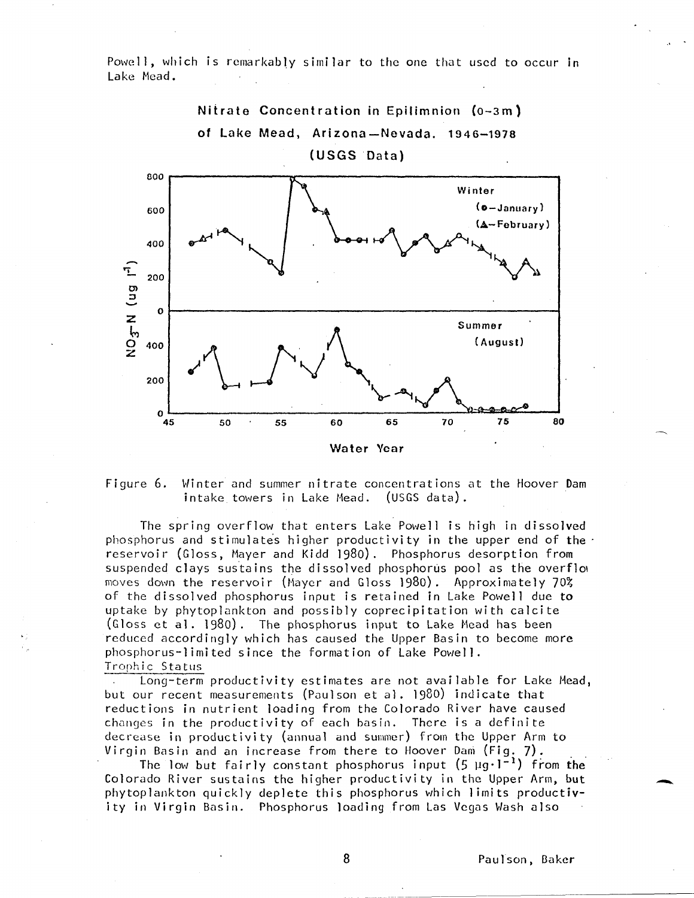Powell, which is remarkably similar to the one that used to occur in Lake Mead.

Figure 6. Winter and summer nitrate concentrations at the Hoover Dam intake towers in Lake Mead. (USGS data).

The spring overflow that enters Lake Powell is high in dissolved phosphorus and stimulates higher productivity in the upper end of the reservoir (Gloss, Mayer and Kidd 1980). Phosphorus desorption from suspended clays sustains the dissolved phosphorus pool as the overflow moves down the reservoir (Mayer and Gloss 1980). Approximately 70% of the dissolved phosphorus input is retained in Lake Powell due to uptake by phytoplankton and possibly coprecipitation with calcite (Gloss et al. 1980). The phosphorus input to Lake Mead has been reduced accordingly which has caused the Upper Basin to become more phosphorus-limited since the formation of Lake Powell.

## Trophic Status

Long-term productivity estimates are not available for Lake Mead, but our recent measurements (Paulson et al. 1980) indicate that reductions in nutrient loading from the Colorado River have caused changes in the productivity of each basin. There is a definite decrease in productivity (annual and summer) from the Upper Arm to Virgin Basin and an increase from there to Hoover Dam (Fig. 7).

The low but fairly constant phosphorus input ($5\ \mu g \cdot l^{-1}$) from the Colorado River sustains the higher productivity in the Upper Arm, but phytoplankton quickly deplete this phosphorus which limits productivity in Virgin Basin. Phosphorus loading from Las Vegas Wash also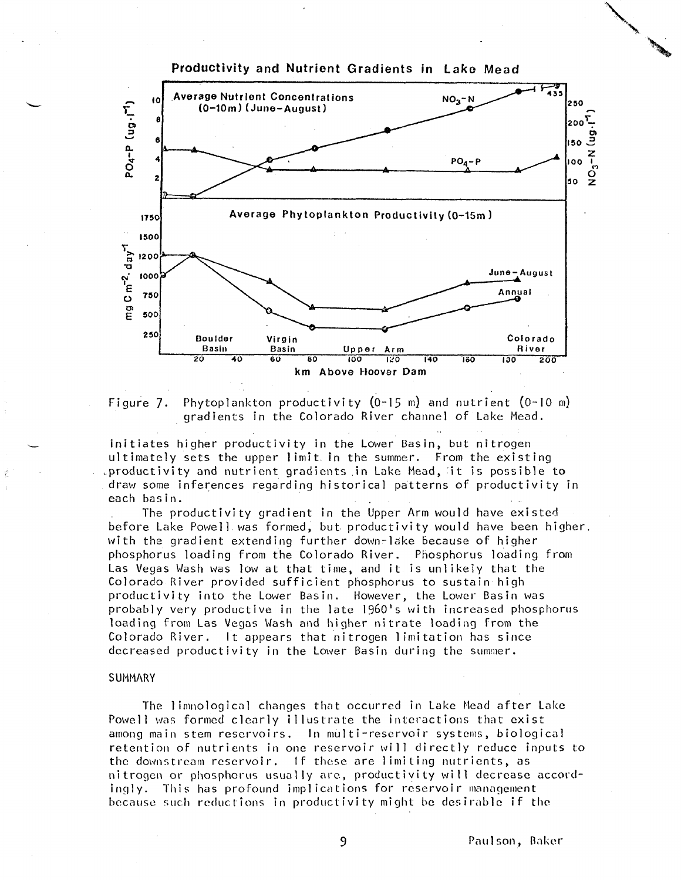Figure 7. Phytoplankton productivity (0-15 m) and nutrient (0-10 m) gradients in the Colorado River channel of Lake Mead.

initiates higher productivity in the Lower Basin, but nitrogen ultimately sets the upper limit in the summer. From the existing productivity and nutrient gradients in Lake Mead, it is possible to draw some inferences regarding historical patterns of productivity in each basin.

The productivity gradient in the Upper Arm would have existed before Lake Powell was formed, but productivity would have been higher, with the gradient extending further down-lake because of higher phosphorus loading from the Colorado River. Phosphorus loading from Las Vegas Wash was low at that time, and it is unlikely that the Colorado River provided sufficient phosphorus to sustain high productivity into the Lower Basin. However, the Lower Basin was probably very productive in the late 1960's with increased phosphorus loading from Las Vegas Wash and higher nitrate loading from the Colorado River. It appears that nitrogen limitation has since decreased productivity in the Lower Basin during the summer.

## SUMMARY

The limnological changes that occurred in Lake Mead after Lake Powell was formed clearly illustrate the interactions that exist among main stem reservoirs. In multi-reservoir systems, biological retention of nutrients in one reservoir will directly reduce inputs to the downstream reservoir. If these are limiting nutrients, as nitrogen or phosphorus usually are, productivity will decrease accordingly. This has profound implications for reservoir management because such reductions in productivity might be desirable if the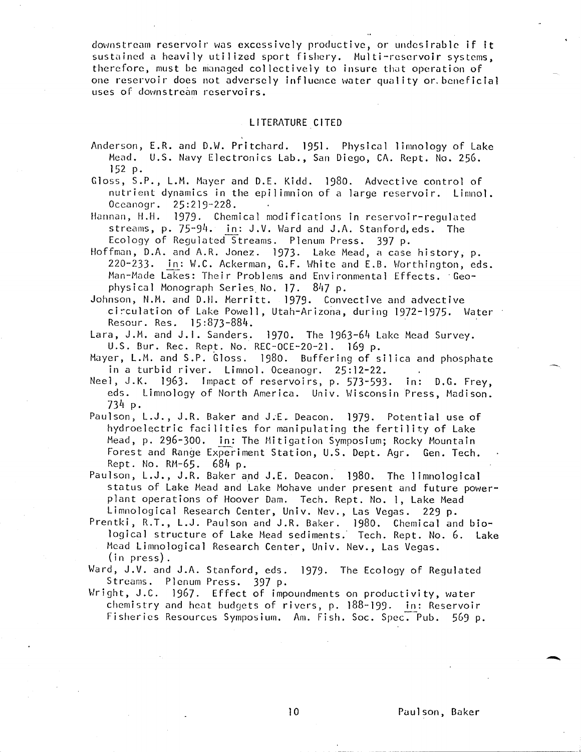downstream reservoir was excessively productive, or undesirable if it sustained a heavily utilized sport fishery. Multi-reservoir systems, therefore, must be managed collectively to insure that operation of one reservoir does not adversely influence water quality or beneficial uses of downstream reservoirs.

## LITERATURE CITED

Anderson, E.R. and D.W. Pritchard. 1951. Physical limnology of Lake Mead. U.S. Navy Electronics Lab., San Diego, CA. Rept. No. 256. 152 p.

Gloss, S.P., L.M. Mayer and D.E. Kidd. 1980. Advective control of nutrient dynamics in the epilimnion of a large reservoir. Limnol. Oceanogr. 25:219-228.

Hannan, H.H. 1979. Chemical modifications in reservoir-regulated streams, p. 75-94. in: J.V. Ward and J.A. Stanford, eds. The Ecology of Regulated Streams. Plenum Press. 397 p.

Hoffman, D.A. and A.R. Jonez. 1973. Lake Mead, a case history, p. 220-233. in: W.C. Ackerman, G.F. White and E.B. Worthington, eds. Man-Made Lakes: Their Problems and Environmental Effects. Geophysical Monograph Series No. 17. 847 p.

Johnson, N.M. and D.H. Merritt. 1979. Convective and advective circulation of Lake Powell, Utah-Arizona, during 1972-1975. Water Resour. Res. 15:873-884.

Lara, J.M. and J.I. Sanders. 1970. The 1963-64 Lake Mead Survey. U.S. Bur. Rec. Rept. No. REC-OCE-20-21. 169 p.

Mayer, L.M. and S.P. Gloss. 1980. Buffering of silica and phosphate in a turbid river. Limnol. Oceanogr. 25:12-22.

Neel, J.K. 1963. Impact of reservoirs, p. 573-593. in: D.G. Frey, eds. Limnology of North America. Univ. Wisconsin Press, Madison. 734 p.

Paulson, L.J., J.R. Baker and J.E. Deacon. 1979. Potential use of hydroelectric facilities for manipulating the fertility of Lake Mead, p. 296-300. in: The Mitigation Symposium; Rocky Mountain Forest and Range Experiment Station, U.S. Dept. Agr. Gen. Tech. Rept. No. RM-65. 684 p.

Paulson, L.J., J.R. Baker and J.E. Deacon. 1980. The limnological status of Lake Mead and Lake Mohave under present and future powerplant operations of Hoover Dam. Tech. Rept. No. 1, Lake Mead Limnological Research Center, Univ. Nev., Las Vegas. 229 p.

Prentki, R.T., L.J. Paulson and J.R. Baker. 1980. Chemical and biological structure of Lake Mead sediments. Tech. Rept. No. 6. Lake Mead Limnological Research Center, Univ. Nev., Las Vegas. (in press).

Ward, J.V. and J.A. Stanford, eds. 1979. The Ecology of Regulated Streams. Plenum Press. 397 p.

Wright, J.C. 1967. Effect of impoundments on productivity, water chemistry and heat budgets of rivers, p. 188-199. in: Reservoir Fisheries Resources Symposium. Am. Fish. Soc. Spec. Pub. 569 p.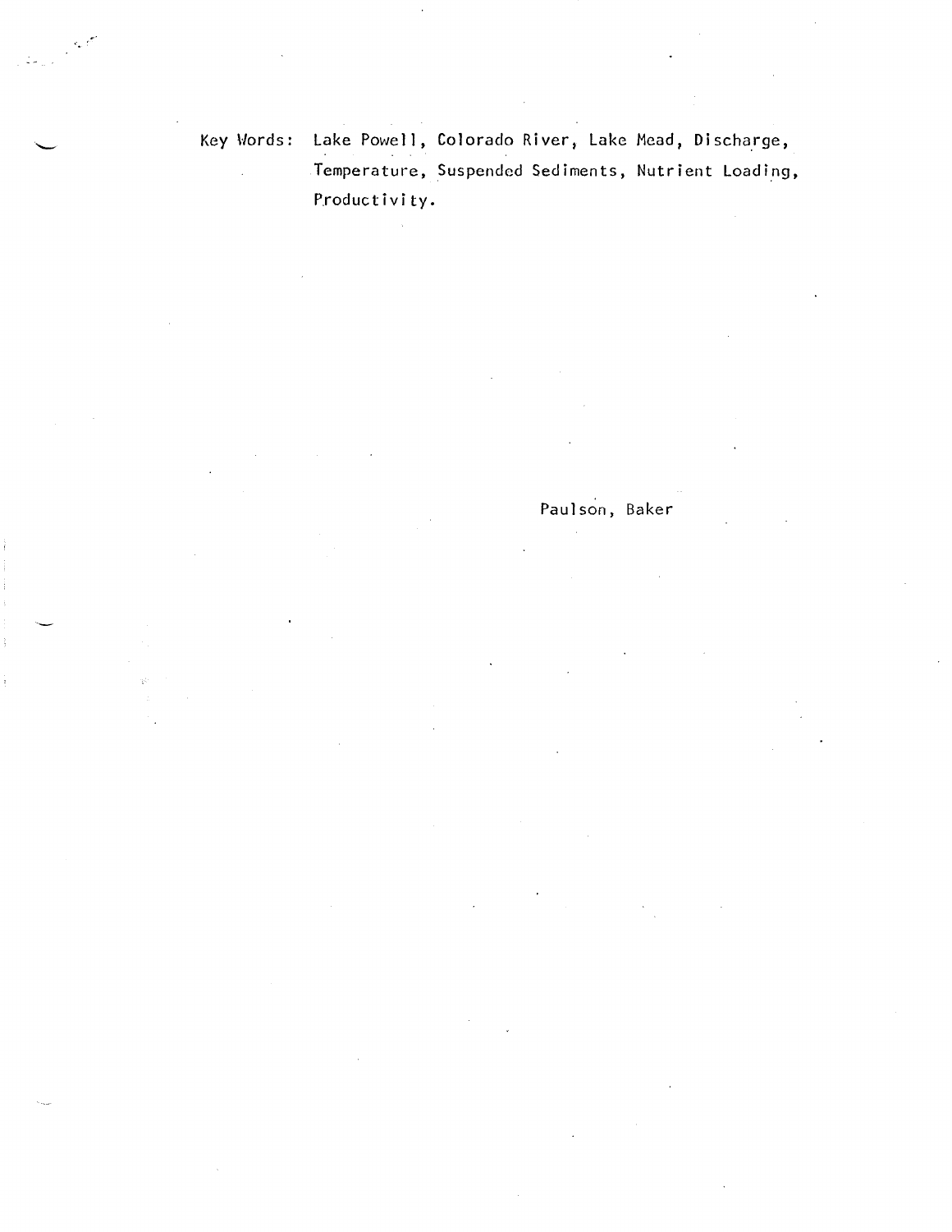Key Words: Lake Powell, Colorado River, Lake Mead, Discharge, Temperature, Suspended Sediments, Nutrient Loading, Productivity.

Paulson, Baker